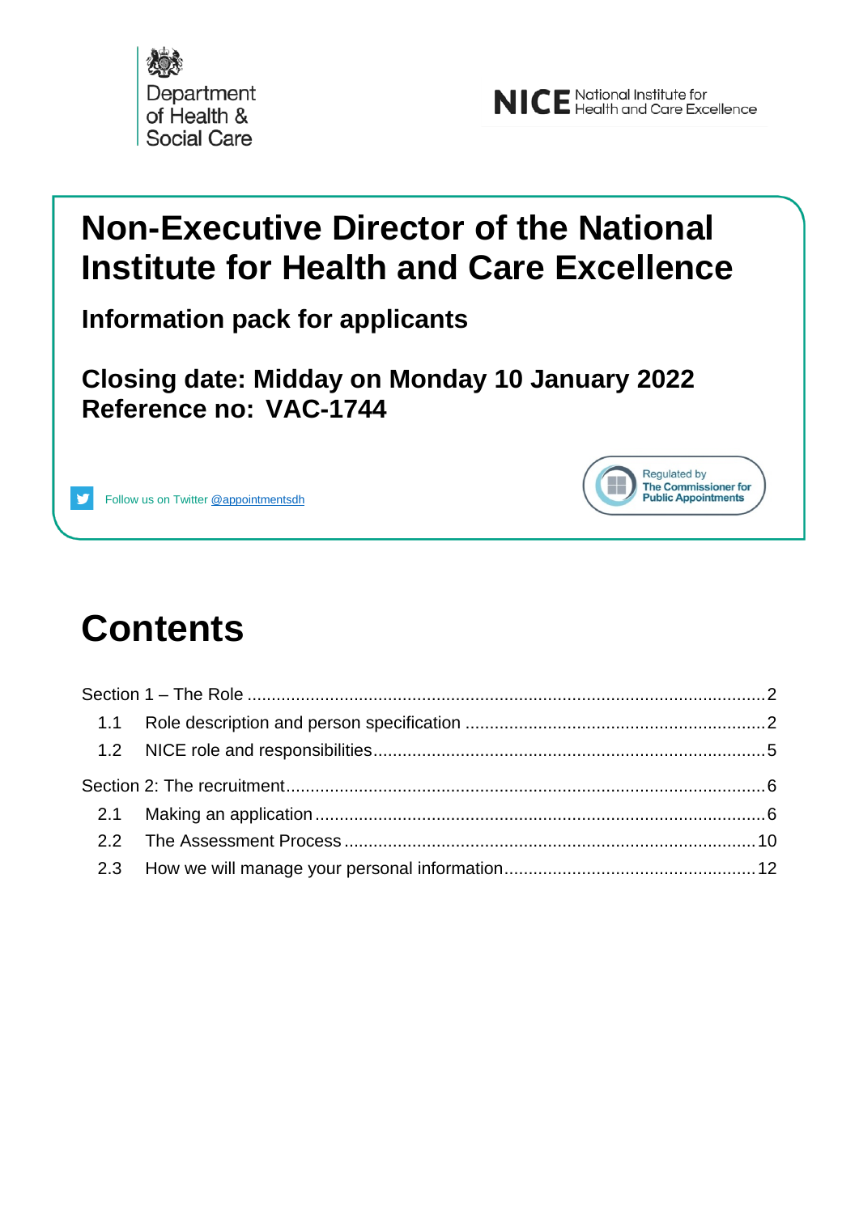Department of Health & Social Care

NICE National Institute for Health and Care Excellence

# Non-Executive Director of the National Institute for Health and Care Excellence

## Information pack for applicants

## Closing date: Midday on Monday 10 January 2022
## Reference no: VAC-1744

Follow us on Twitter @appointmentsdh

Regulated by The Commissioner for Public Appointments

# Contents

Section 1 – The Role ..... 2

1.1 Role description and person specification ..... 2

1.2 NICE role and responsibilities ..... 5

Section 2: The recruitment ..... 6

2.1 Making an application ..... 6

2.2 The Assessment Process ..... 10

2.3 How we will manage your personal information ..... 12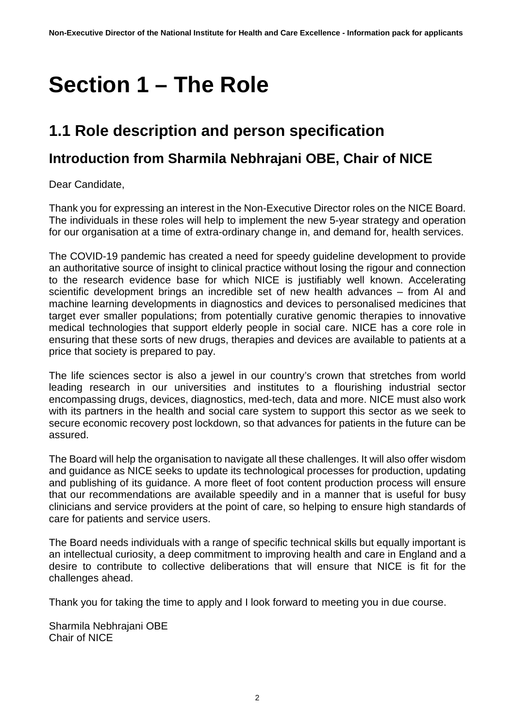# Section 1 – The Role

## 1.1 Role description and person specification

### Introduction from Sharmila Nebhrajani OBE, Chair of NICE

Dear Candidate,

Thank you for expressing an interest in the Non-Executive Director roles on the NICE Board. The individuals in these roles will help to implement the new 5-year strategy and operation for our organisation at a time of extra-ordinary change in, and demand for, health services.

The COVID-19 pandemic has created a need for speedy guideline development to provide an authoritative source of insight to clinical practice without losing the rigour and connection to the research evidence base for which NICE is justifiably well known. Accelerating scientific development brings an incredible set of new health advances – from AI and machine learning developments in diagnostics and devices to personalised medicines that target ever smaller populations; from potentially curative genomic therapies to innovative medical technologies that support elderly people in social care. NICE has a core role in ensuring that these sorts of new drugs, therapies and devices are available to patients at a price that society is prepared to pay.

The life sciences sector is also a jewel in our country's crown that stretches from world leading research in our universities and institutes to a flourishing industrial sector encompassing drugs, devices, diagnostics, med-tech, data and more. NICE must also work with its partners in the health and social care system to support this sector as we seek to secure economic recovery post lockdown, so that advances for patients in the future can be assured.

The Board will help the organisation to navigate all these challenges. It will also offer wisdom and guidance as NICE seeks to update its technological processes for production, updating and publishing of its guidance. A more fleet of foot content production process will ensure that our recommendations are available speedily and in a manner that is useful for busy clinicians and service providers at the point of care, so helping to ensure high standards of care for patients and service users.

The Board needs individuals with a range of specific technical skills but equally important is an intellectual curiosity, a deep commitment to improving health and care in England and a desire to contribute to collective deliberations that will ensure that NICE is fit for the challenges ahead.

Thank you for taking the time to apply and I look forward to meeting you in due course.

Sharmila Nebhrajani OBE
Chair of NICE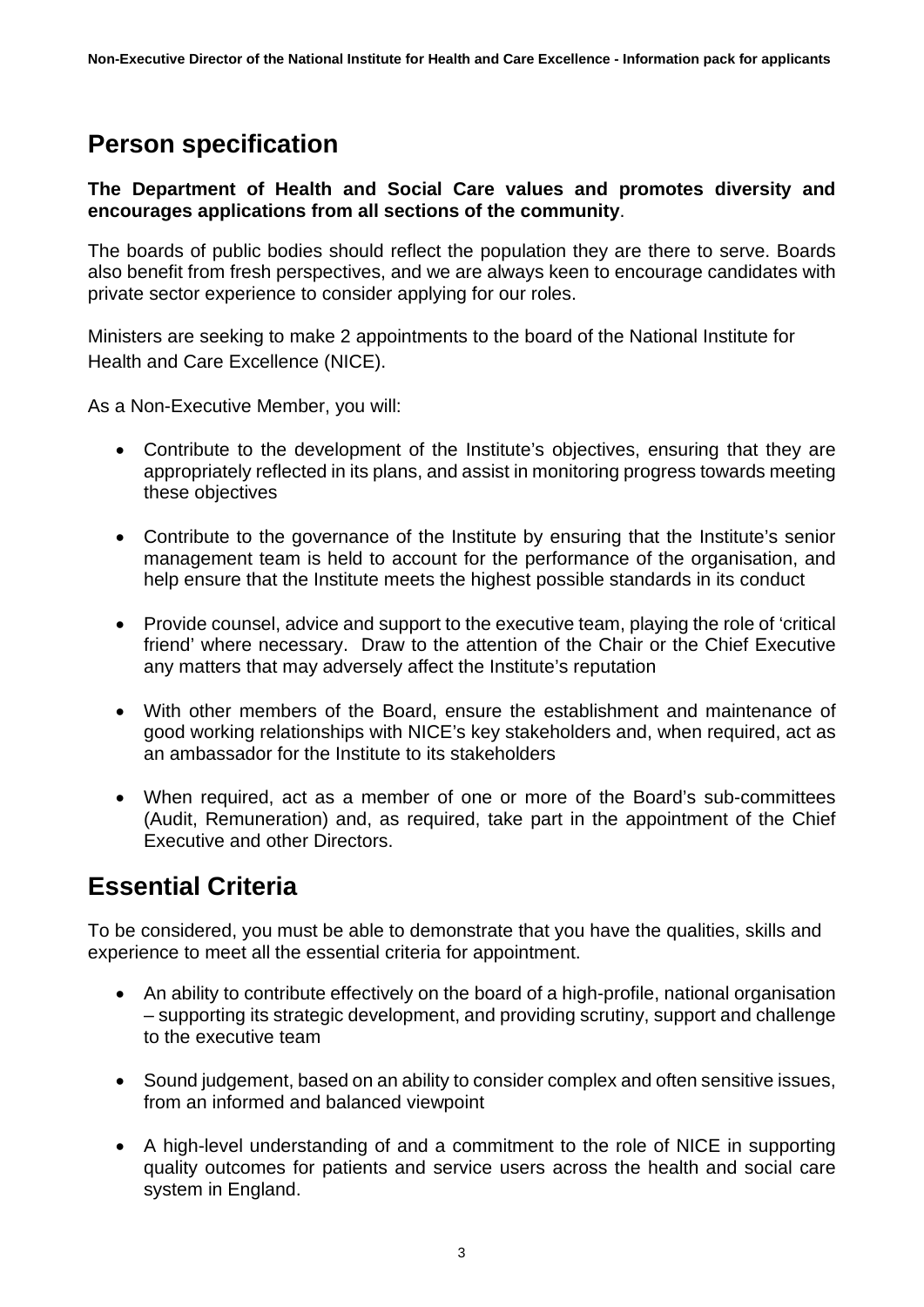# Person specification

**The Department of Health and Social Care values and promotes diversity and encourages applications from all sections of the community**.

The boards of public bodies should reflect the population they are there to serve. Boards also benefit from fresh perspectives, and we are always keen to encourage candidates with private sector experience to consider applying for our roles.

Ministers are seeking to make 2 appointments to the board of the National Institute for Health and Care Excellence (NICE).

As a Non-Executive Member, you will:

- Contribute to the development of the Institute's objectives, ensuring that they are appropriately reflected in its plans, and assist in monitoring progress towards meeting these objectives
- Contribute to the governance of the Institute by ensuring that the Institute's senior management team is held to account for the performance of the organisation, and help ensure that the Institute meets the highest possible standards in its conduct
- Provide counsel, advice and support to the executive team, playing the role of 'critical friend' where necessary. Draw to the attention of the Chair or the Chief Executive any matters that may adversely affect the Institute's reputation
- With other members of the Board, ensure the establishment and maintenance of good working relationships with NICE's key stakeholders and, when required, act as an ambassador for the Institute to its stakeholders
- When required, act as a member of one or more of the Board's sub-committees (Audit, Remuneration) and, as required, take part in the appointment of the Chief Executive and other Directors.

# Essential Criteria

To be considered, you must be able to demonstrate that you have the qualities, skills and experience to meet all the essential criteria for appointment.

- An ability to contribute effectively on the board of a high-profile, national organisation – supporting its strategic development, and providing scrutiny, support and challenge to the executive team
- Sound judgement, based on an ability to consider complex and often sensitive issues, from an informed and balanced viewpoint
- A high-level understanding of and a commitment to the role of NICE in supporting quality outcomes for patients and service users across the health and social care system in England.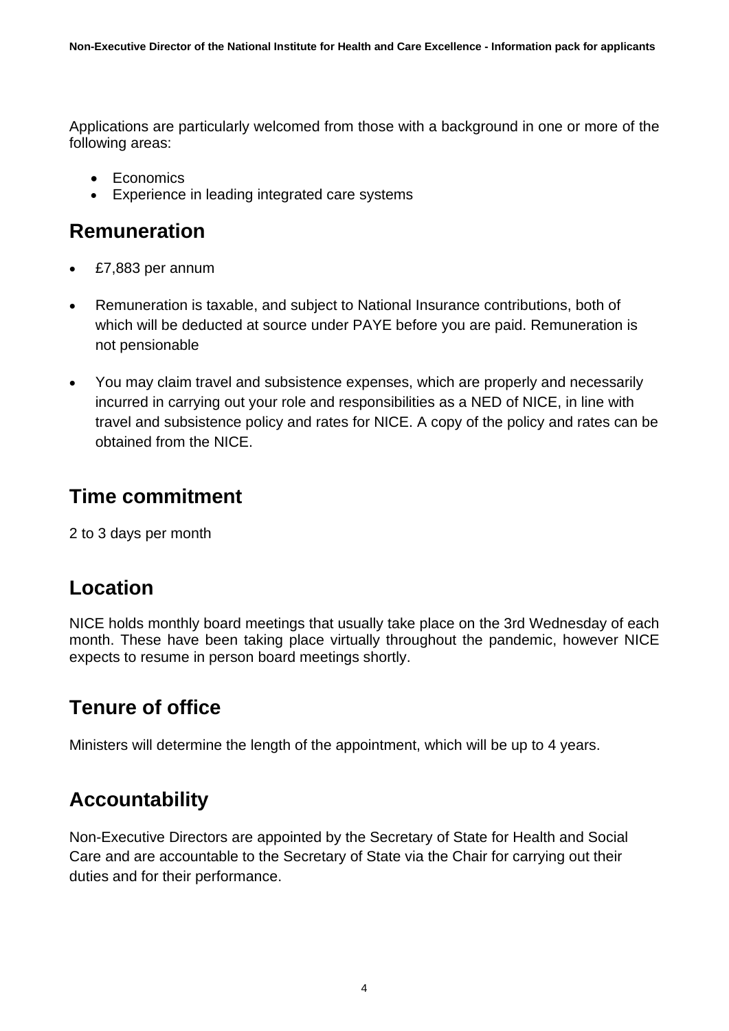Applications are particularly welcomed from those with a background in one or more of the following areas:

- Economics
- Experience in leading integrated care systems

## Remuneration

- £7,883 per annum
- Remuneration is taxable, and subject to National Insurance contributions, both of which will be deducted at source under PAYE before you are paid. Remuneration is not pensionable
- You may claim travel and subsistence expenses, which are properly and necessarily incurred in carrying out your role and responsibilities as a NED of NICE, in line with travel and subsistence policy and rates for NICE. A copy of the policy and rates can be obtained from the NICE.

## Time commitment

2 to 3 days per month

## Location

NICE holds monthly board meetings that usually take place on the 3rd Wednesday of each month. These have been taking place virtually throughout the pandemic, however NICE expects to resume in person board meetings shortly.

## Tenure of office

Ministers will determine the length of the appointment, which will be up to 4 years.

## Accountability

Non-Executive Directors are appointed by the Secretary of State for Health and Social Care and are accountable to the Secretary of State via the Chair for carrying out their duties and for their performance.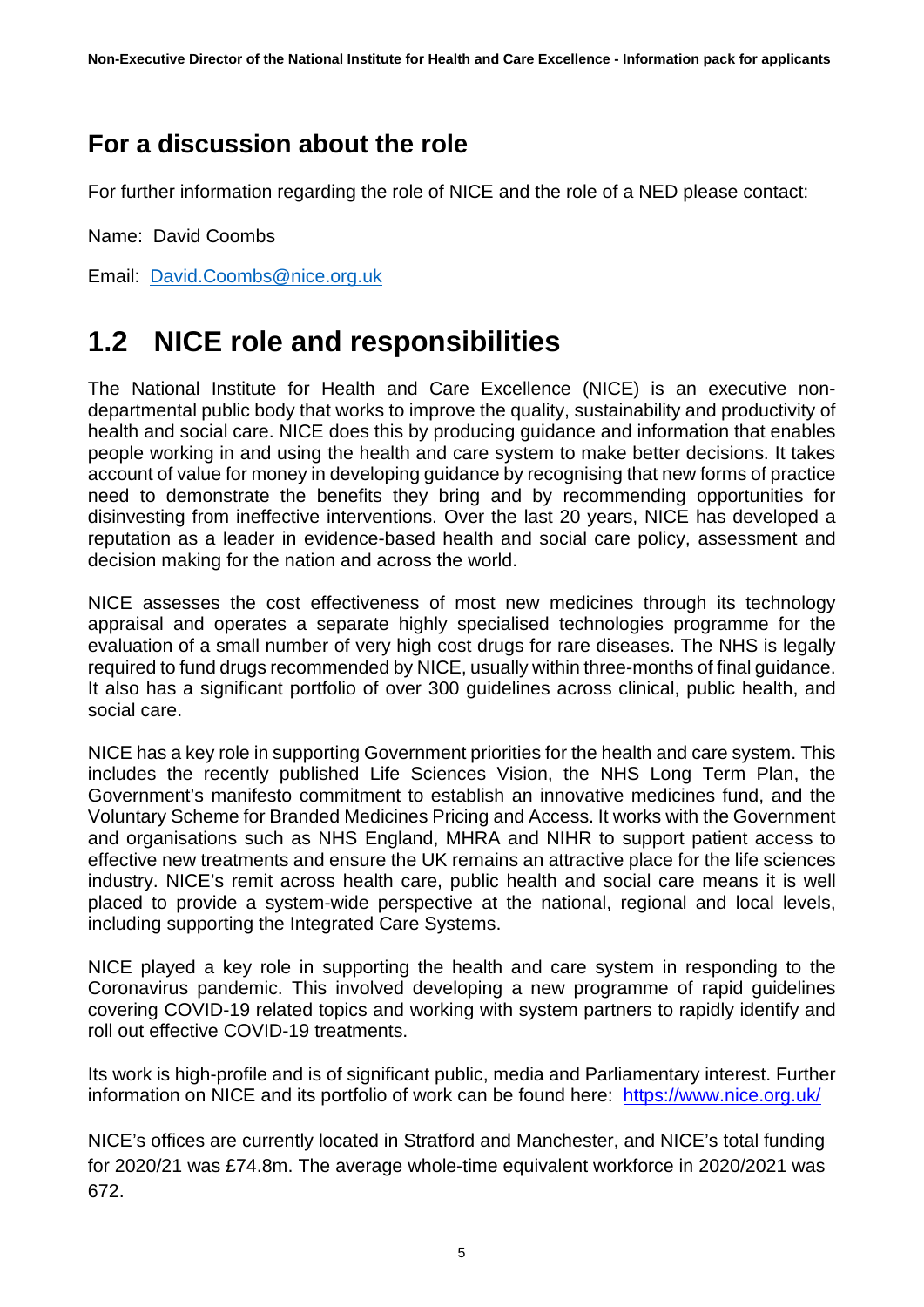## For a discussion about the role

For further information regarding the role of NICE and the role of a NED please contact:

Name: David Coombs

Email: [David.Coombs@nice.org.uk](mailto:David.Coombs@nice.org.uk)

# 1.2 NICE role and responsibilities

The National Institute for Health and Care Excellence (NICE) is an executive non-departmental public body that works to improve the quality, sustainability and productivity of health and social care. NICE does this by producing guidance and information that enables people working in and using the health and care system to make better decisions. It takes account of value for money in developing guidance by recognising that new forms of practice need to demonstrate the benefits they bring and by recommending opportunities for disinvesting from ineffective interventions. Over the last 20 years, NICE has developed a reputation as a leader in evidence-based health and social care policy, assessment and decision making for the nation and across the world.

NICE assesses the cost effectiveness of most new medicines through its technology appraisal and operates a separate highly specialised technologies programme for the evaluation of a small number of very high cost drugs for rare diseases. The NHS is legally required to fund drugs recommended by NICE, usually within three-months of final guidance. It also has a significant portfolio of over 300 guidelines across clinical, public health, and social care.

NICE has a key role in supporting Government priorities for the health and care system. This includes the recently published Life Sciences Vision, the NHS Long Term Plan, the Government's manifesto commitment to establish an innovative medicines fund, and the Voluntary Scheme for Branded Medicines Pricing and Access. It works with the Government and organisations such as NHS England, MHRA and NIHR to support patient access to effective new treatments and ensure the UK remains an attractive place for the life sciences industry. NICE's remit across health care, public health and social care means it is well placed to provide a system-wide perspective at the national, regional and local levels, including supporting the Integrated Care Systems.

NICE played a key role in supporting the health and care system in responding to the Coronavirus pandemic. This involved developing a new programme of rapid guidelines covering COVID-19 related topics and working with system partners to rapidly identify and roll out effective COVID-19 treatments.

Its work is high-profile and is of significant public, media and Parliamentary interest. Further information on NICE and its portfolio of work can be found here: [https://www.nice.org.uk/](https://www.nice.org.uk/)

NICE's offices are currently located in Stratford and Manchester, and NICE's total funding for 2020/21 was £74.8m. The average whole-time equivalent workforce in 2020/2021 was 672.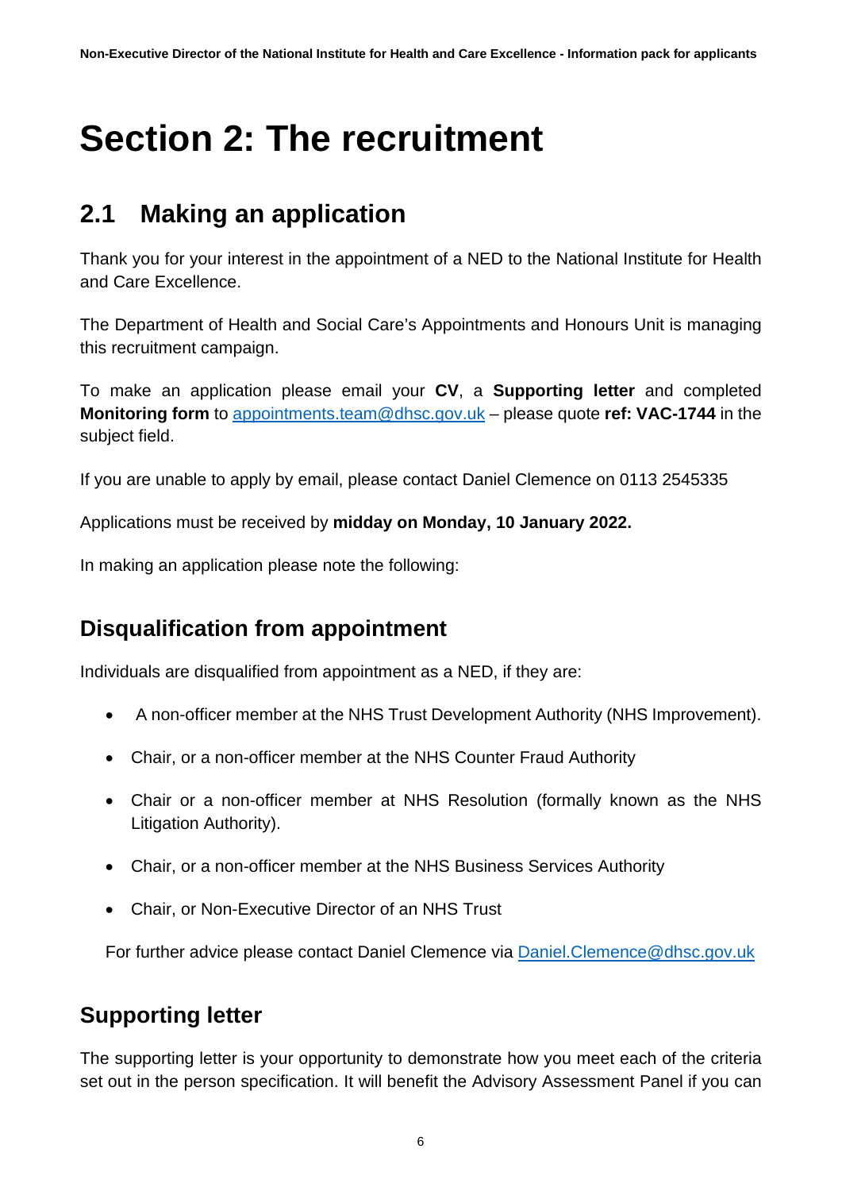# Section 2: The recruitment

## 2.1 Making an application

Thank you for your interest in the appointment of a NED to the National Institute for Health and Care Excellence.

The Department of Health and Social Care's Appointments and Honours Unit is managing this recruitment campaign.

To make an application please email your **CV**, a **Supporting letter** and completed **Monitoring form** to appointments.team@dhsc.gov.uk – please quote **ref: VAC-1744** in the subject field.

If you are unable to apply by email, please contact Daniel Clemence on 0113 2545335

Applications must be received by **midday on Monday, 10 January 2022.**

In making an application please note the following:

### Disqualification from appointment

Individuals are disqualified from appointment as a NED, if they are:

- A non-officer member at the NHS Trust Development Authority (NHS Improvement).
- Chair, or a non-officer member at the NHS Counter Fraud Authority
- Chair or a non-officer member at NHS Resolution (formally known as the NHS Litigation Authority).
- Chair, or a non-officer member at the NHS Business Services Authority
- Chair, or Non-Executive Director of an NHS Trust

For further advice please contact Daniel Clemence via Daniel.Clemence@dhsc.gov.uk

### Supporting letter

The supporting letter is your opportunity to demonstrate how you meet each of the criteria set out in the person specification. It will benefit the Advisory Assessment Panel if you can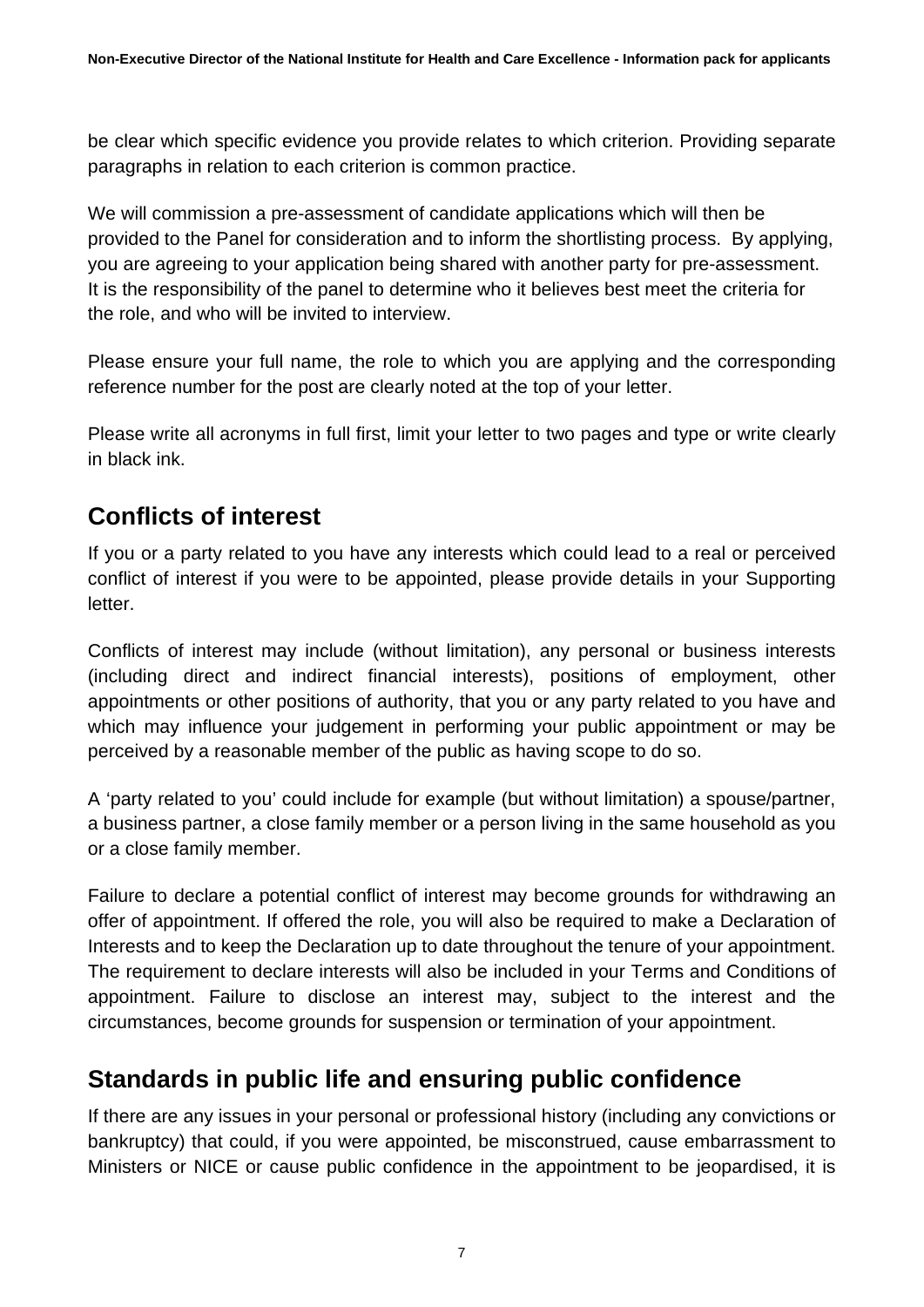be clear which specific evidence you provide relates to which criterion. Providing separate paragraphs in relation to each criterion is common practice.

We will commission a pre-assessment of candidate applications which will then be provided to the Panel for consideration and to inform the shortlisting process. By applying, you are agreeing to your application being shared with another party for pre-assessment. It is the responsibility of the panel to determine who it believes best meet the criteria for the role, and who will be invited to interview.

Please ensure your full name, the role to which you are applying and the corresponding reference number for the post are clearly noted at the top of your letter.

Please write all acronyms in full first, limit your letter to two pages and type or write clearly in black ink.

## Conflicts of interest

If you or a party related to you have any interests which could lead to a real or perceived conflict of interest if you were to be appointed, please provide details in your Supporting letter.

Conflicts of interest may include (without limitation), any personal or business interests (including direct and indirect financial interests), positions of employment, other appointments or other positions of authority, that you or any party related to you have and which may influence your judgement in performing your public appointment or may be perceived by a reasonable member of the public as having scope to do so.

A 'party related to you' could include for example (but without limitation) a spouse/partner, a business partner, a close family member or a person living in the same household as you or a close family member.

Failure to declare a potential conflict of interest may become grounds for withdrawing an offer of appointment. If offered the role, you will also be required to make a Declaration of Interests and to keep the Declaration up to date throughout the tenure of your appointment. The requirement to declare interests will also be included in your Terms and Conditions of appointment. Failure to disclose an interest may, subject to the interest and the circumstances, become grounds for suspension or termination of your appointment.

## Standards in public life and ensuring public confidence

If there are any issues in your personal or professional history (including any convictions or bankruptcy) that could, if you were appointed, be misconstrued, cause embarrassment to Ministers or NICE or cause public confidence in the appointment to be jeopardised, it is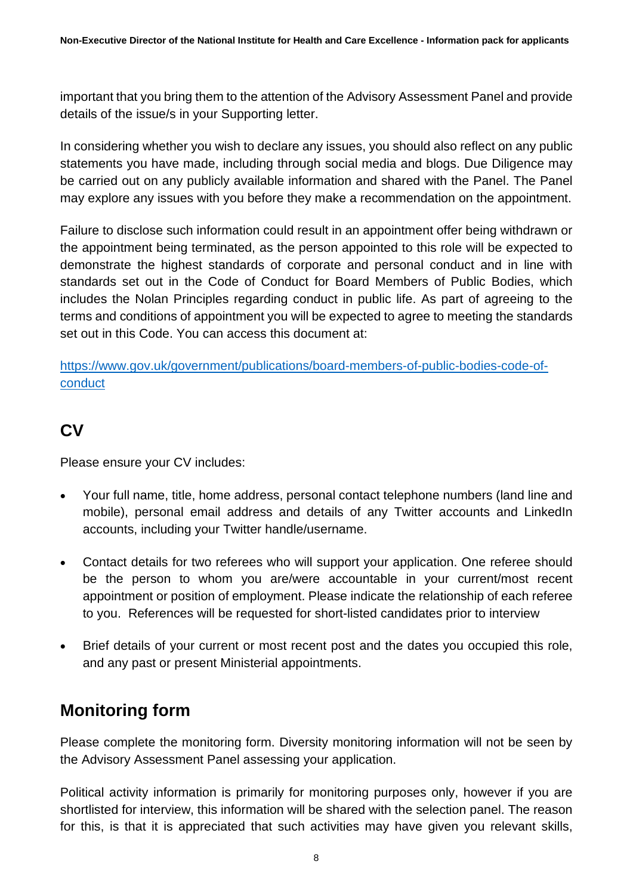important that you bring them to the attention of the Advisory Assessment Panel and provide details of the issue/s in your Supporting letter.

In considering whether you wish to declare any issues, you should also reflect on any public statements you have made, including through social media and blogs. Due Diligence may be carried out on any publicly available information and shared with the Panel. The Panel may explore any issues with you before they make a recommendation on the appointment.

Failure to disclose such information could result in an appointment offer being withdrawn or the appointment being terminated, as the person appointed to this role will be expected to demonstrate the highest standards of corporate and personal conduct and in line with standards set out in the Code of Conduct for Board Members of Public Bodies, which includes the Nolan Principles regarding conduct in public life. As part of agreeing to the terms and conditions of appointment you will be expected to agree to meeting the standards set out in this Code. You can access this document at:

[https://www.gov.uk/government/publications/board-members-of-public-bodies-code-of-conduct](https://www.gov.uk/government/publications/board-members-of-public-bodies-code-of-conduct)

## CV

Please ensure your CV includes:

- Your full name, title, home address, personal contact telephone numbers (land line and mobile), personal email address and details of any Twitter accounts and LinkedIn accounts, including your Twitter handle/username.
- Contact details for two referees who will support your application. One referee should be the person to whom you are/were accountable in your current/most recent appointment or position of employment. Please indicate the relationship of each referee to you. References will be requested for short-listed candidates prior to interview
- Brief details of your current or most recent post and the dates you occupied this role, and any past or present Ministerial appointments.

## Monitoring form

Please complete the monitoring form. Diversity monitoring information will not be seen by the Advisory Assessment Panel assessing your application.

Political activity information is primarily for monitoring purposes only, however if you are shortlisted for interview, this information will be shared with the selection panel. The reason for this, is that it is appreciated that such activities may have given you relevant skills,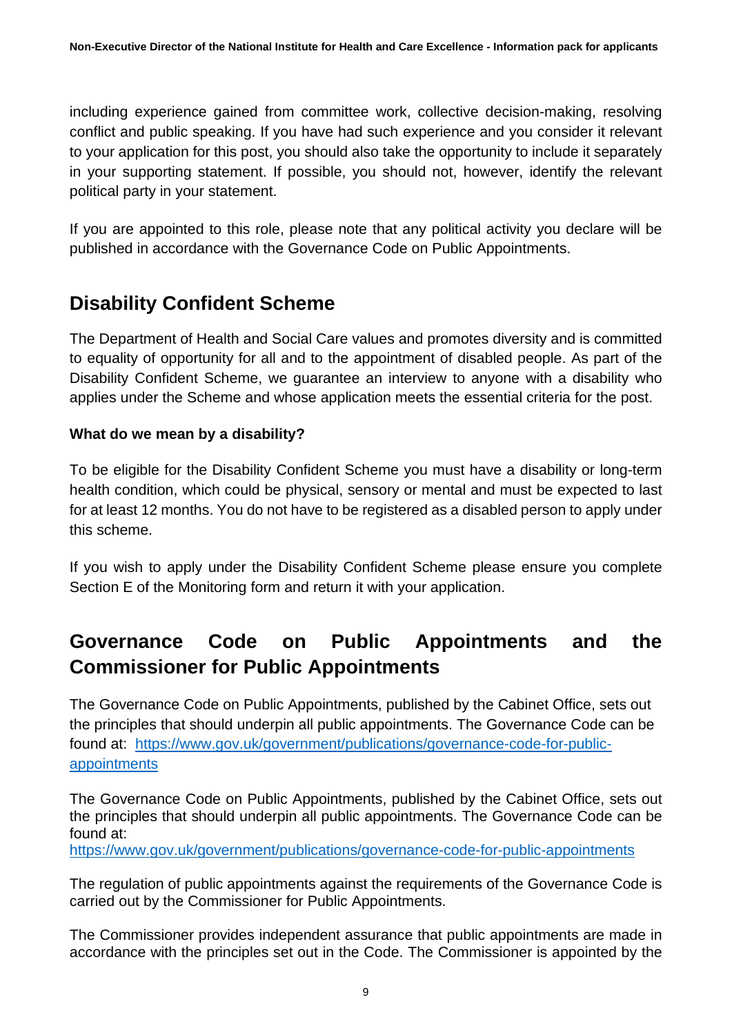including experience gained from committee work, collective decision-making, resolving conflict and public speaking. If you have had such experience and you consider it relevant to your application for this post, you should also take the opportunity to include it separately in your supporting statement. If possible, you should not, however, identify the relevant political party in your statement.

If you are appointed to this role, please note that any political activity you declare will be published in accordance with the Governance Code on Public Appointments.

## Disability Confident Scheme

The Department of Health and Social Care values and promotes diversity and is committed to equality of opportunity for all and to the appointment of disabled people. As part of the Disability Confident Scheme, we guarantee an interview to anyone with a disability who applies under the Scheme and whose application meets the essential criteria for the post.

**What do we mean by a disability?**

To be eligible for the Disability Confident Scheme you must have a disability or long-term health condition, which could be physical, sensory or mental and must be expected to last for at least 12 months. You do not have to be registered as a disabled person to apply under this scheme.

If you wish to apply under the Disability Confident Scheme please ensure you complete Section E of the Monitoring form and return it with your application.

## Governance Code on Public Appointments and the Commissioner for Public Appointments

The Governance Code on Public Appointments, published by the Cabinet Office, sets out the principles that should underpin all public appointments. The Governance Code can be found at: [https://www.gov.uk/government/publications/governance-code-for-public-appointments](https://www.gov.uk/government/publications/governance-code-for-public-appointments)

The Governance Code on Public Appointments, published by the Cabinet Office, sets out the principles that should underpin all public appointments. The Governance Code can be found at:
[https://www.gov.uk/government/publications/governance-code-for-public-appointments](https://www.gov.uk/government/publications/governance-code-for-public-appointments)

The regulation of public appointments against the requirements of the Governance Code is carried out by the Commissioner for Public Appointments.

The Commissioner provides independent assurance that public appointments are made in accordance with the principles set out in the Code. The Commissioner is appointed by the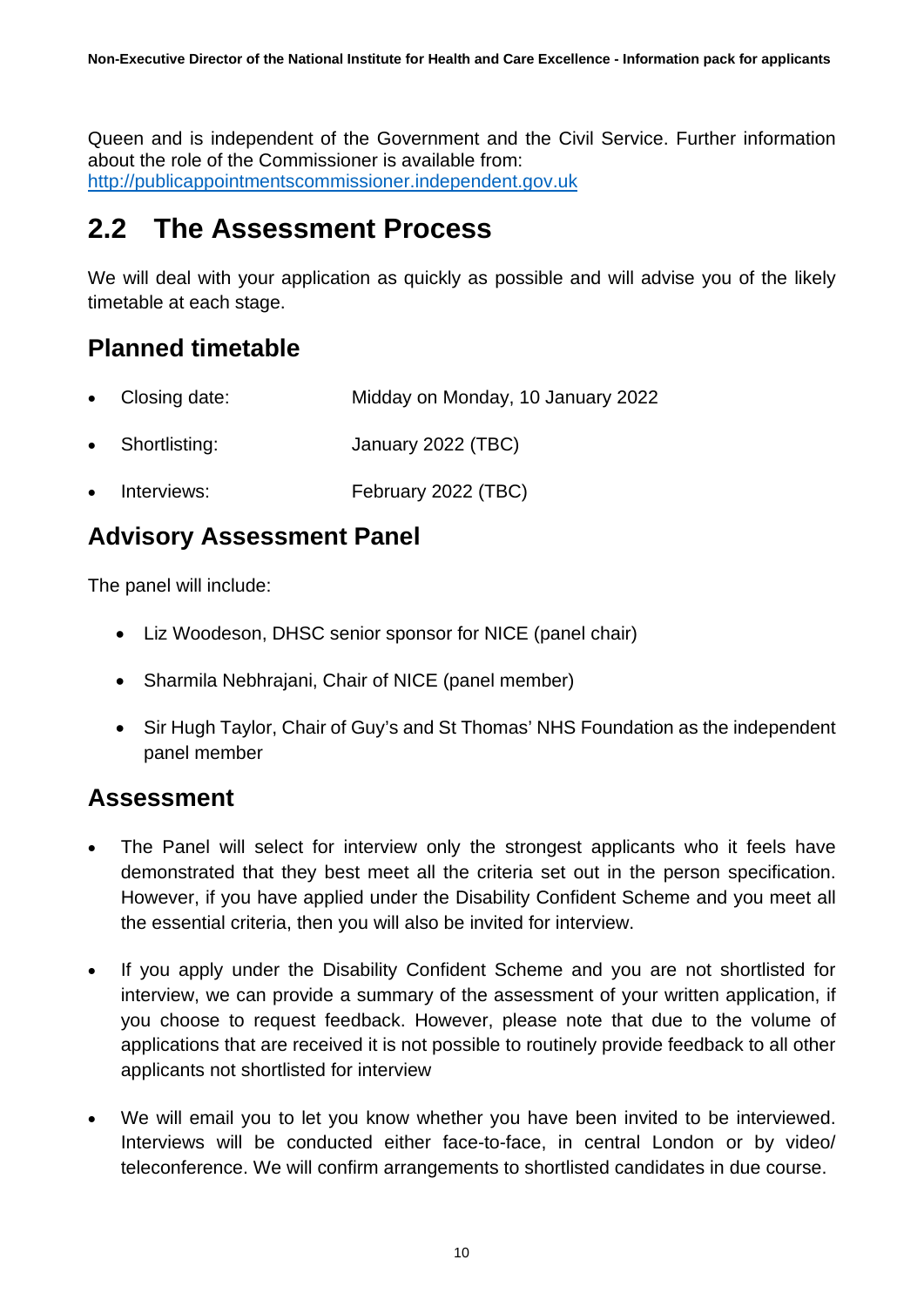Queen and is independent of the Government and the Civil Service. Further information about the role of the Commissioner is available from: [http://publicappointmentscommissioner.independent.gov.uk](http://publicappointmentscommissioner.independent.gov.uk)

## 2.2 The Assessment Process

We will deal with your application as quickly as possible and will advise you of the likely timetable at each stage.

### Planned timetable

- Closing date: Midday on Monday, 10 January 2022
- Shortlisting: January 2022 (TBC)
- Interviews: February 2022 (TBC)

### Advisory Assessment Panel

The panel will include:

- Liz Woodeson, DHSC senior sponsor for NICE (panel chair)
- Sharmila Nebhrajani, Chair of NICE (panel member)
- Sir Hugh Taylor, Chair of Guy's and St Thomas' NHS Foundation as the independent panel member

### Assessment

- The Panel will select for interview only the strongest applicants who it feels have demonstrated that they best meet all the criteria set out in the person specification. However, if you have applied under the Disability Confident Scheme and you meet all the essential criteria, then you will also be invited for interview.
- If you apply under the Disability Confident Scheme and you are not shortlisted for interview, we can provide a summary of the assessment of your written application, if you choose to request feedback. However, please note that due to the volume of applications that are received it is not possible to routinely provide feedback to all other applicants not shortlisted for interview
- We will email you to let you know whether you have been invited to be interviewed. Interviews will be conducted either face-to-face, in central London or by video/ teleconference. We will confirm arrangements to shortlisted candidates in due course.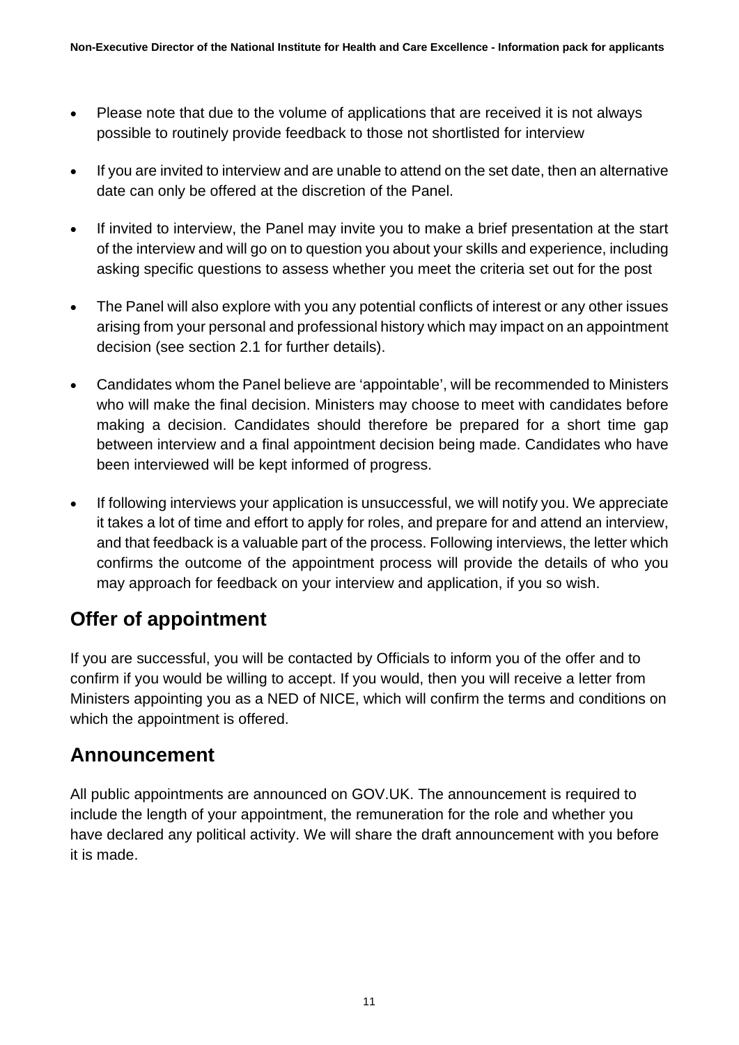- Please note that due to the volume of applications that are received it is not always possible to routinely provide feedback to those not shortlisted for interview
- If you are invited to interview and are unable to attend on the set date, then an alternative date can only be offered at the discretion of the Panel.
- If invited to interview, the Panel may invite you to make a brief presentation at the start of the interview and will go on to question you about your skills and experience, including asking specific questions to assess whether you meet the criteria set out for the post
- The Panel will also explore with you any potential conflicts of interest or any other issues arising from your personal and professional history which may impact on an appointment decision (see section 2.1 for further details).
- Candidates whom the Panel believe are 'appointable', will be recommended to Ministers who will make the final decision. Ministers may choose to meet with candidates before making a decision. Candidates should therefore be prepared for a short time gap between interview and a final appointment decision being made. Candidates who have been interviewed will be kept informed of progress.
- If following interviews your application is unsuccessful, we will notify you. We appreciate it takes a lot of time and effort to apply for roles, and prepare for and attend an interview, and that feedback is a valuable part of the process. Following interviews, the letter which confirms the outcome of the appointment process will provide the details of who you may approach for feedback on your interview and application, if you so wish.

## Offer of appointment

If you are successful, you will be contacted by Officials to inform you of the offer and to confirm if you would be willing to accept. If you would, then you will receive a letter from Ministers appointing you as a NED of NICE, which will confirm the terms and conditions on which the appointment is offered.

## Announcement

All public appointments are announced on GOV.UK. The announcement is required to include the length of your appointment, the remuneration for the role and whether you have declared any political activity. We will share the draft announcement with you before it is made.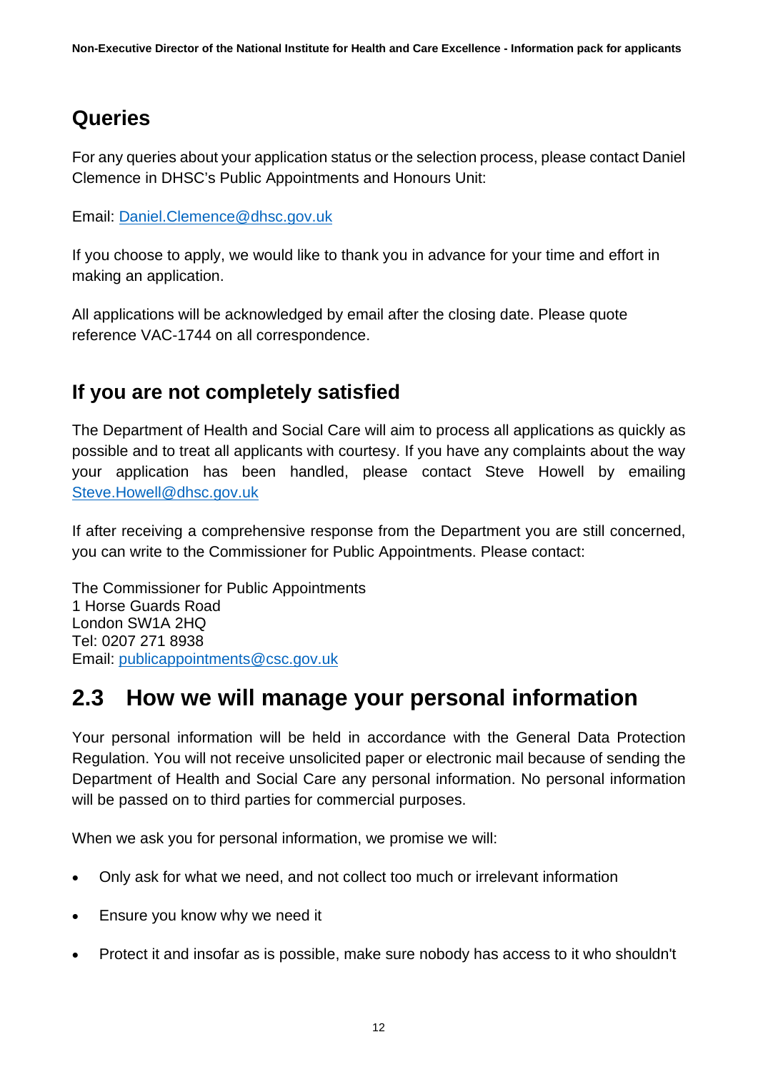## Queries

For any queries about your application status or the selection process, please contact Daniel Clemence in DHSC's Public Appointments and Honours Unit:

Email: Daniel.Clemence@dhsc.gov.uk

If you choose to apply, we would like to thank you in advance for your time and effort in making an application.

All applications will be acknowledged by email after the closing date. Please quote reference VAC-1744 on all correspondence.

## If you are not completely satisfied

The Department of Health and Social Care will aim to process all applications as quickly as possible and to treat all applicants with courtesy. If you have any complaints about the way your application has been handled, please contact Steve Howell by emailing Steve.Howell@dhsc.gov.uk

If after receiving a comprehensive response from the Department you are still concerned, you can write to the Commissioner for Public Appointments. Please contact:

The Commissioner for Public Appointments
1 Horse Guards Road
London SW1A 2HQ
Tel: 0207 271 8938
Email: publicappointments@csc.gov.uk

# 2.3 How we will manage your personal information

Your personal information will be held in accordance with the General Data Protection Regulation. You will not receive unsolicited paper or electronic mail because of sending the Department of Health and Social Care any personal information. No personal information will be passed on to third parties for commercial purposes.

When we ask you for personal information, we promise we will:

- Only ask for what we need, and not collect too much or irrelevant information
- Ensure you know why we need it
- Protect it and insofar as is possible, make sure nobody has access to it who shouldn't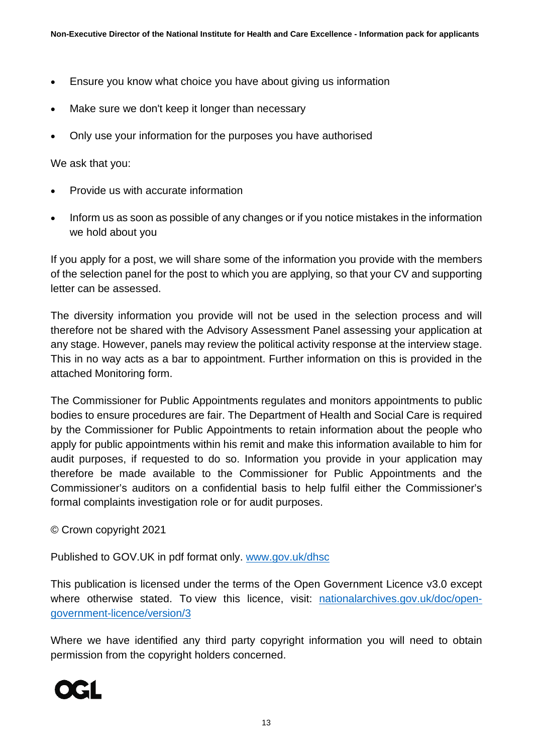- Ensure you know what choice you have about giving us information
- Make sure we don't keep it longer than necessary
- Only use your information for the purposes you have authorised

We ask that you:

- Provide us with accurate information
- Inform us as soon as possible of any changes or if you notice mistakes in the information we hold about you

If you apply for a post, we will share some of the information you provide with the members of the selection panel for the post to which you are applying, so that your CV and supporting letter can be assessed.

The diversity information you provide will not be used in the selection process and will therefore not be shared with the Advisory Assessment Panel assessing your application at any stage. However, panels may review the political activity response at the interview stage. This in no way acts as a bar to appointment. Further information on this is provided in the attached Monitoring form.

The Commissioner for Public Appointments regulates and monitors appointments to public bodies to ensure procedures are fair. The Department of Health and Social Care is required by the Commissioner for Public Appointments to retain information about the people who apply for public appointments within his remit and make this information available to him for audit purposes, if requested to do so. Information you provide in your application may therefore be made available to the Commissioner for Public Appointments and the Commissioner's auditors on a confidential basis to help fulfil either the Commissioner's formal complaints investigation role or for audit purposes.

© Crown copyright 2021

Published to GOV.UK in pdf format only. [www.gov.uk/dhsc](www.gov.uk/dhsc)

This publication is licensed under the terms of the Open Government Licence v3.0 except where otherwise stated. To view this licence, visit: [nationalarchives.gov.uk/doc/open-government-licence/version/3](nationalarchives.gov.uk/doc/open-government-licence/version/3)

Where we have identified any third party copyright information you will need to obtain permission from the copyright holders concerned.

OGL